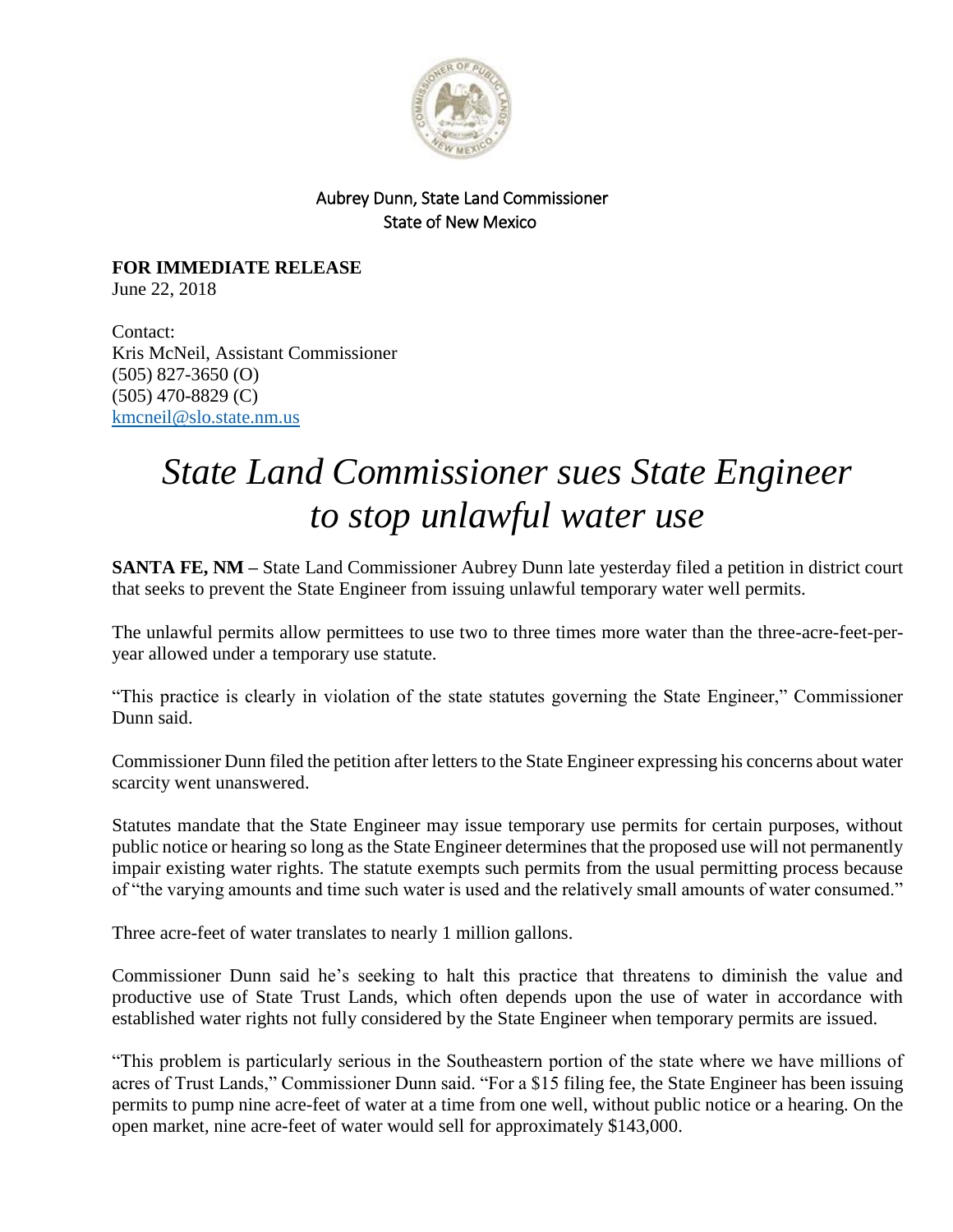Aubrey Dunn, State Land Commissioner
State of New Mexico

**FOR IMMEDIATE RELEASE**
June 22, 2018

Contact:
Kris McNeil, Assistant Commissioner
(505) 827-3650 (O)
(505) 470-8829 (C)
kmcneil@slo.state.nm.us

# *State Land Commissioner sues State Engineer to stop unlawful water use*

**SANTA FE, NM –** State Land Commissioner Aubrey Dunn late yesterday filed a petition in district court that seeks to prevent the State Engineer from issuing unlawful temporary water well permits.

The unlawful permits allow permittees to use two to three times more water than the three-acre-feet-per-year allowed under a temporary use statute.

"This practice is clearly in violation of the state statutes governing the State Engineer," Commissioner Dunn said.

Commissioner Dunn filed the petition after letters to the State Engineer expressing his concerns about water scarcity went unanswered.

Statutes mandate that the State Engineer may issue temporary use permits for certain purposes, without public notice or hearing so long as the State Engineer determines that the proposed use will not permanently impair existing water rights. The statute exempts such permits from the usual permitting process because of "the varying amounts and time such water is used and the relatively small amounts of water consumed."

Three acre-feet of water translates to nearly 1 million gallons.

Commissioner Dunn said he's seeking to halt this practice that threatens to diminish the value and productive use of State Trust Lands, which often depends upon the use of water in accordance with established water rights not fully considered by the State Engineer when temporary permits are issued.

"This problem is particularly serious in the Southeastern portion of the state where we have millions of acres of Trust Lands," Commissioner Dunn said. "For a $15 filing fee, the State Engineer has been issuing permits to pump nine acre-feet of water at a time from one well, without public notice or a hearing. On the open market, nine acre-feet of water would sell for approximately $143,000.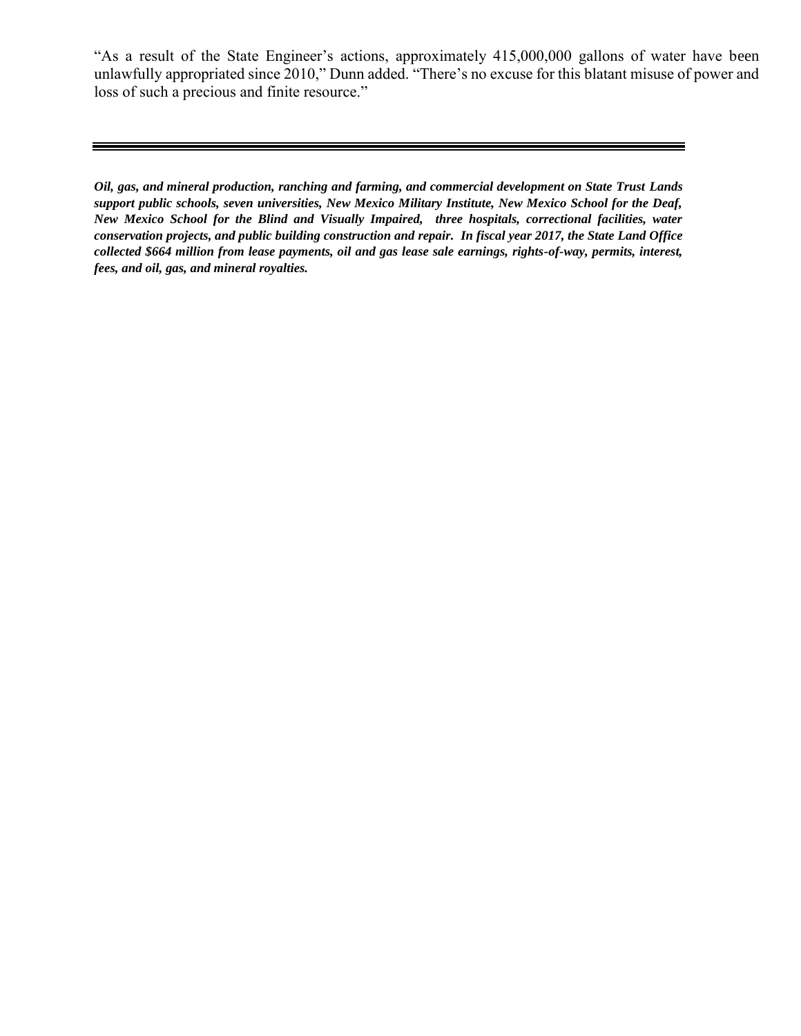"As a result of the State Engineer's actions, approximately 415,000,000 gallons of water have been unlawfully appropriated since 2010," Dunn added. "There's no excuse for this blatant misuse of power and loss of such a precious and finite resource."

---

***Oil, gas, and mineral production, ranching and farming, and commercial development on State Trust Lands support public schools, seven universities, New Mexico Military Institute, New Mexico School for the Deaf, New Mexico School for the Blind and Visually Impaired, three hospitals, correctional facilities, water conservation projects, and public building construction and repair. In fiscal year 2017, the State Land Office collected $664 million from lease payments, oil and gas lease sale earnings, rights-of-way, permits, interest, fees, and oil, gas, and mineral royalties.***